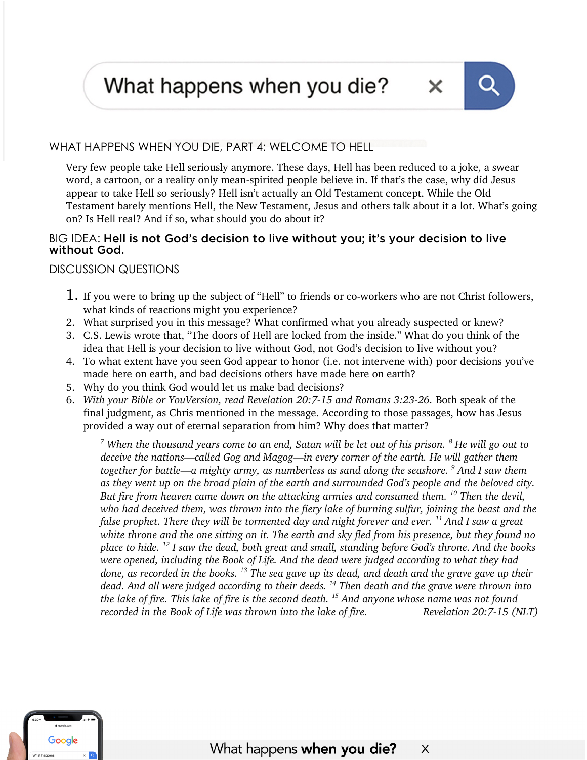What happens when you die?

## WHAT HAPPENS WHEN YOU DIE, PART 4: WELCOME TO HELL

Very few people take Hell seriously anymore. These days, Hell has been reduced to a joke, a swear word, a cartoon, or a reality only mean-spirited people believe in. If that's the case, why did Jesus appear to take Hell so seriously? Hell isn't actually an Old Testament concept. While the Old Testament barely mentions Hell, the New Testament, Jesus and others talk about it a lot. What's going on? Is Hell real? And if so, what should you do about it?

BIG IDEA: **Hell is not God's decision to live without you; it's your decision to live without God.**

## DISCUSSION QUESTIONS

1. If you were to bring up the subject of "Hell" to friends or co-workers who are not Christ followers, what kinds of reactions might you experience?
2. What surprised you in this message? What confirmed what you already suspected or knew?
3. C.S. Lewis wrote that, "The doors of Hell are locked from the inside." What do you think of the idea that Hell is your decision to live without God, not God's decision to live without you?
4. To what extent have you seen God appear to honor (i.e. not intervene with) poor decisions you've made here on earth, and bad decisions others have made here on earth?
5. Why do you think God would let us make bad decisions?
6. *With your Bible or YouVersion, read Revelation 20:7-15 and Romans 3:23-26.* Both speak of the final judgment, as Chris mentioned in the message. According to those passages, how has Jesus provided a way out of eternal separation from him? Why does that matter?

> *[7] When the thousand years come to an end, Satan will be let out of his prison. [8] He will go out to deceive the nations—called Gog and Magog—in every corner of the earth. He will gather them together for battle—a mighty army, as numberless as sand along the seashore. [9] And I saw them as they went up on the broad plain of the earth and surrounded God's people and the beloved city. But fire from heaven came down on the attacking armies and consumed them. [10] Then the devil, who had deceived them, was thrown into the fiery lake of burning sulfur, joining the beast and the false prophet. There they will be tormented day and night forever and ever. [11] And I saw a great white throne and the one sitting on it. The earth and sky fled from his presence, but they found no place to hide. [12] I saw the dead, both great and small, standing before God's throne. And the books were opened, including the Book of Life. And the dead were judged according to what they had done, as recorded in the books. [13] The sea gave up its dead, and death and the grave gave up their dead. And all were judged according to their deeds. [14] Then death and the grave were thrown into the lake of fire. This lake of fire is the second death. [15] And anyone whose name was not found recorded in the Book of Life was thrown into the lake of fire.* Revelation 20:7-15 (NLT)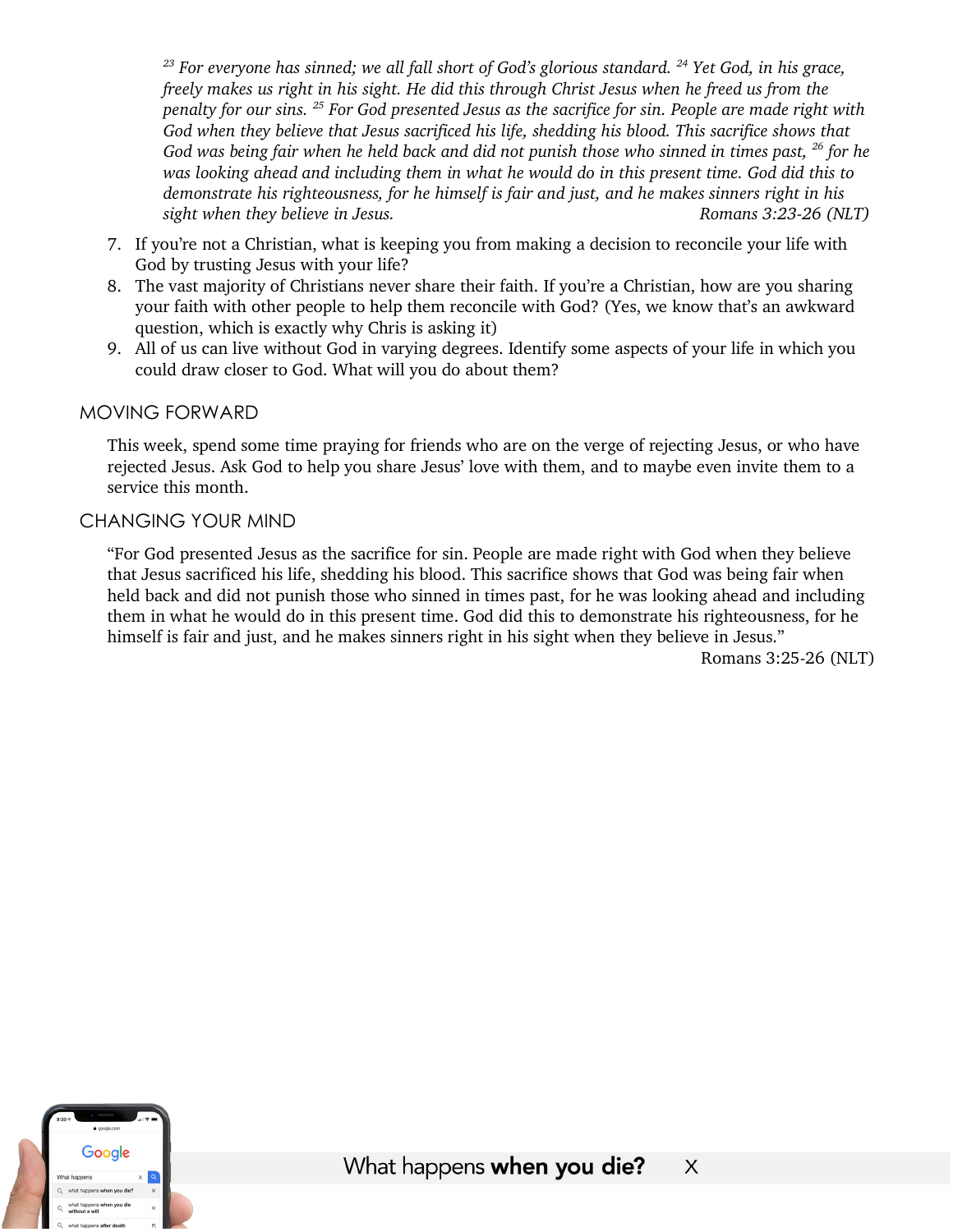*[23] For everyone has sinned; we all fall short of God's glorious standard. [24] Yet God, in his grace, freely makes us right in his sight. He did this through Christ Jesus when he freed us from the penalty for our sins. [25] For God presented Jesus as the sacrifice for sin. People are made right with God when they believe that Jesus sacrificed his life, shedding his blood. This sacrifice shows that God was being fair when he held back and did not punish those who sinned in times past, [26] for he was looking ahead and including them in what he would do in this present time. God did this to demonstrate his righteousness, for he himself is fair and just, and he makes sinners right in his sight when they believe in Jesus.* *Romans 3:23-26 (NLT)*

7. If you're not a Christian, what is keeping you from making a decision to reconcile your life with God by trusting Jesus with your life?
8. The vast majority of Christians never share their faith. If you're a Christian, how are you sharing your faith with other people to help them reconcile with God? (Yes, we know that's an awkward question, which is exactly why Chris is asking it)
9. All of us can live without God in varying degrees. Identify some aspects of your life in which you could draw closer to God. What will you do about them?

## MOVING FORWARD

This week, spend some time praying for friends who are on the verge of rejecting Jesus, or who have rejected Jesus. Ask God to help you share Jesus' love with them, and to maybe even invite them to a service this month.

## CHANGING YOUR MIND

"For God presented Jesus as the sacrifice for sin. People are made right with God when they believe that Jesus sacrificed his life, shedding his blood. This sacrifice shows that God was being fair when held back and did not punish those who sinned in times past, for he was looking ahead and including them in what he would do in this present time. God did this to demonstrate his righteousness, for he himself is fair and just, and he makes sinners right in his sight when they believe in Jesus."

Romans 3:25-26 (NLT)

What happens **when you die?** X